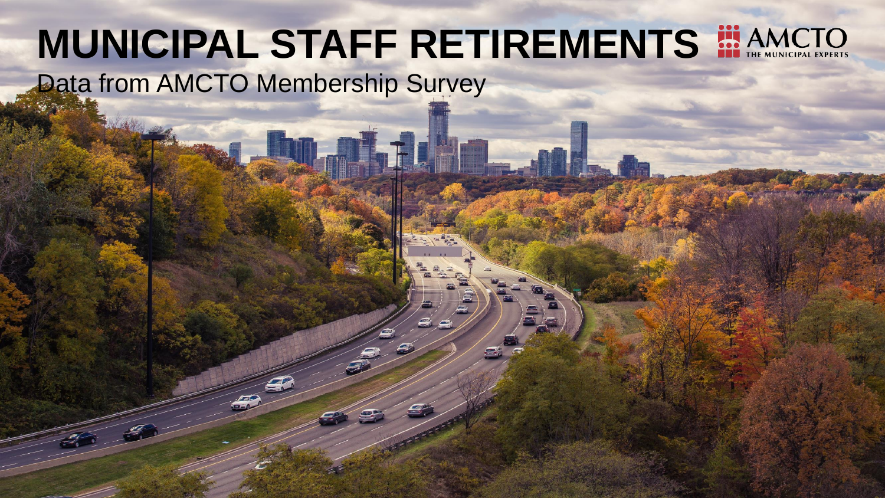# MUNICIPAL STAFF RETIREMENTS

Data from AMCTO Membership Survey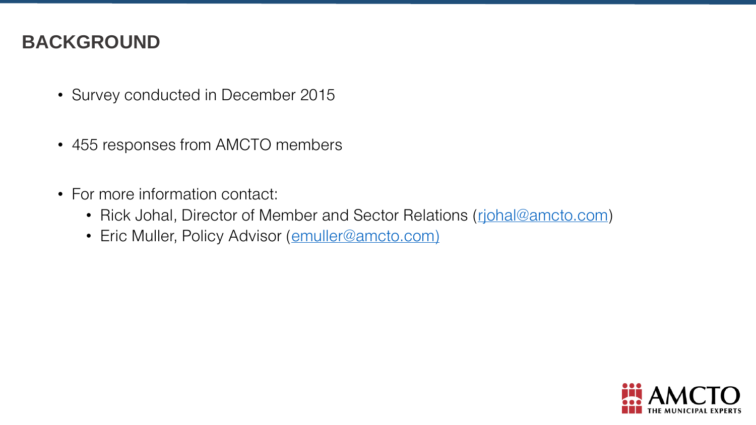## BACKGROUND

- Survey conducted in December 2015
- 455 responses from AMCTO members
- For more information contact:
  - Rick Johal, Director of Member and Sector Relations (rjohal@amcto.com)
  - Eric Muller, Policy Advisor (emuller@amcto.com)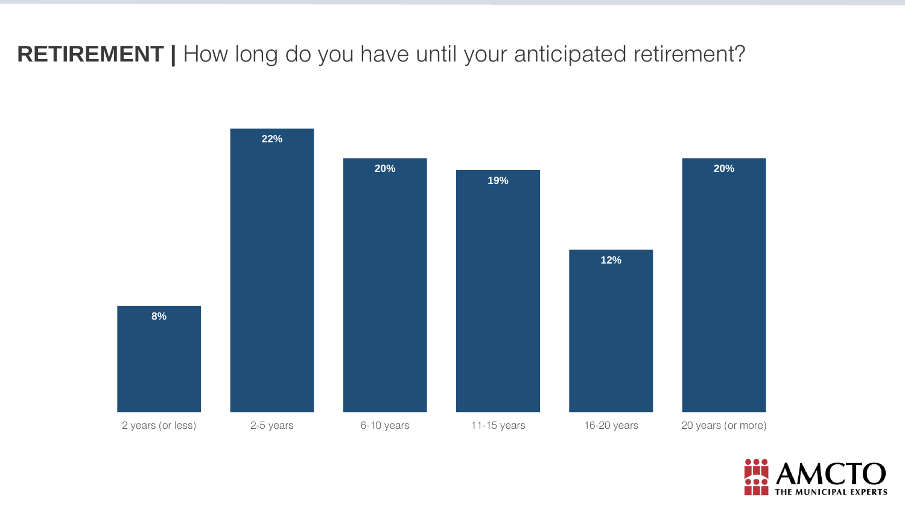## **RETIREMENT |** How long do you have until your anticipated retirement?

| 2 years (or less) | 2-5 years | 6-10 years | 11-15 years | 16-20 years | 20 years (or more) |
|---|---|---|---|---|---|
| 8% | 22% | 20% | 19% | 12% | 20% |

AMCTO
THE MUNICIPAL EXPERTS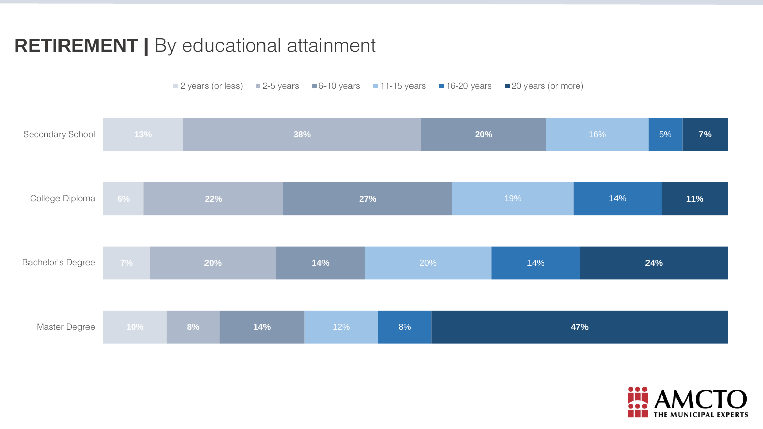# RETIREMENT | By educational attainment

| | 2 years (or less) | 2-5 years | 6-10 years | 11-15 years | 16-20 years | 20 years (or more) |
|---|---|---|---|---|---|---|
| Secondary School | 13% | 38% | 20% | 16% | 5% | 7% |
| College Diploma | 6% | 22% | 27% | 19% | 14% | 11% |
| Bachelor's Degree | 7% | 20% | 14% | 20% | 14% | 24% |
| Master Degree | 10% | 8% | 14% | 12% | 8% | 47% |

AMCTO THE MUNICIPAL EXPERTS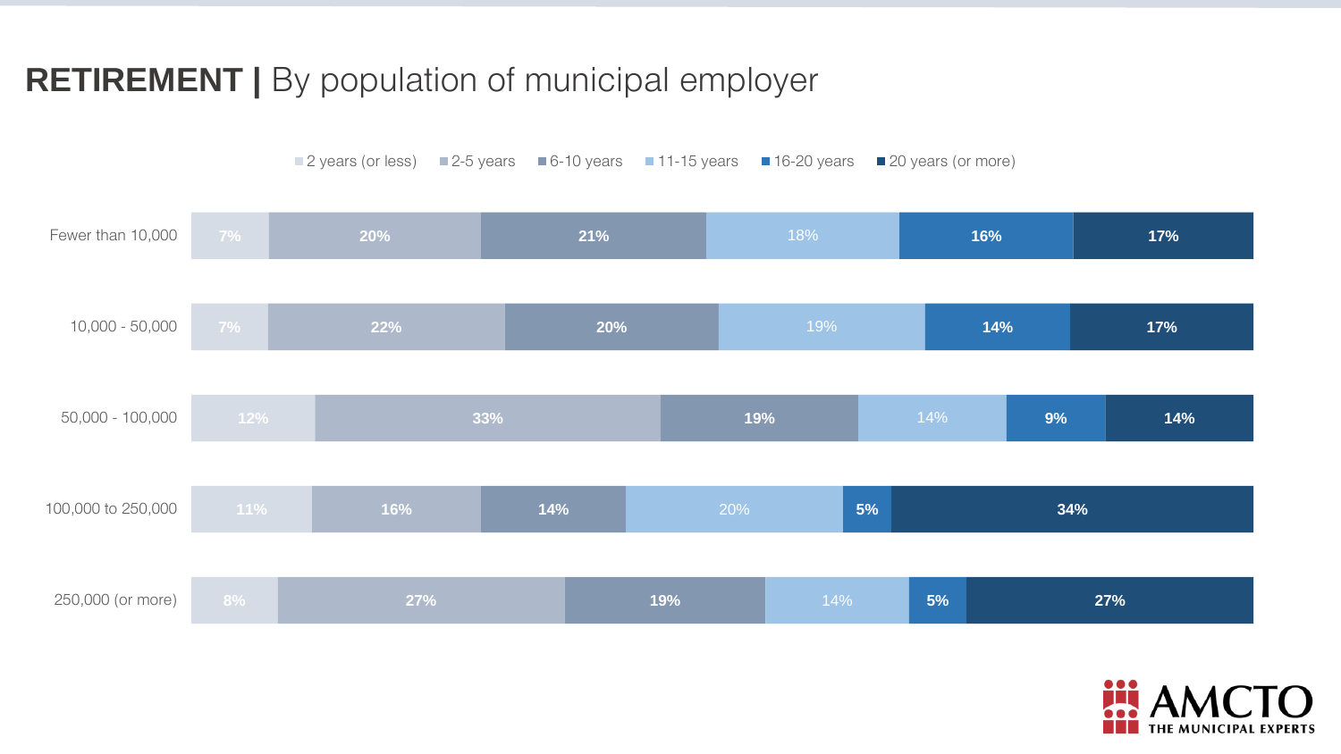# RETIREMENT | By population of municipal employer

| Population | 2 years (or less) | 2-5 years | 6-10 years | 11-15 years | 16-20 years | 20 years (or more) |
|---|---|---|---|---|---|---|
| Fewer than 10,000 | 7% | 20% | 21% | 18% | 16% | 17% |
| 10,000 - 50,000 | 7% | 22% | 20% | 19% | 14% | 17% |
| 50,000 - 100,000 | 12% | 33% | 19% | 14% | 9% | 14% |
| 100,000 to 250,000 | 11% | 16% | 14% | 20% | 5% | 34% |
| 250,000 (or more) | 8% | 27% | 19% | 14% | 5% | 27% |

AMCTO THE MUNICIPAL EXPERTS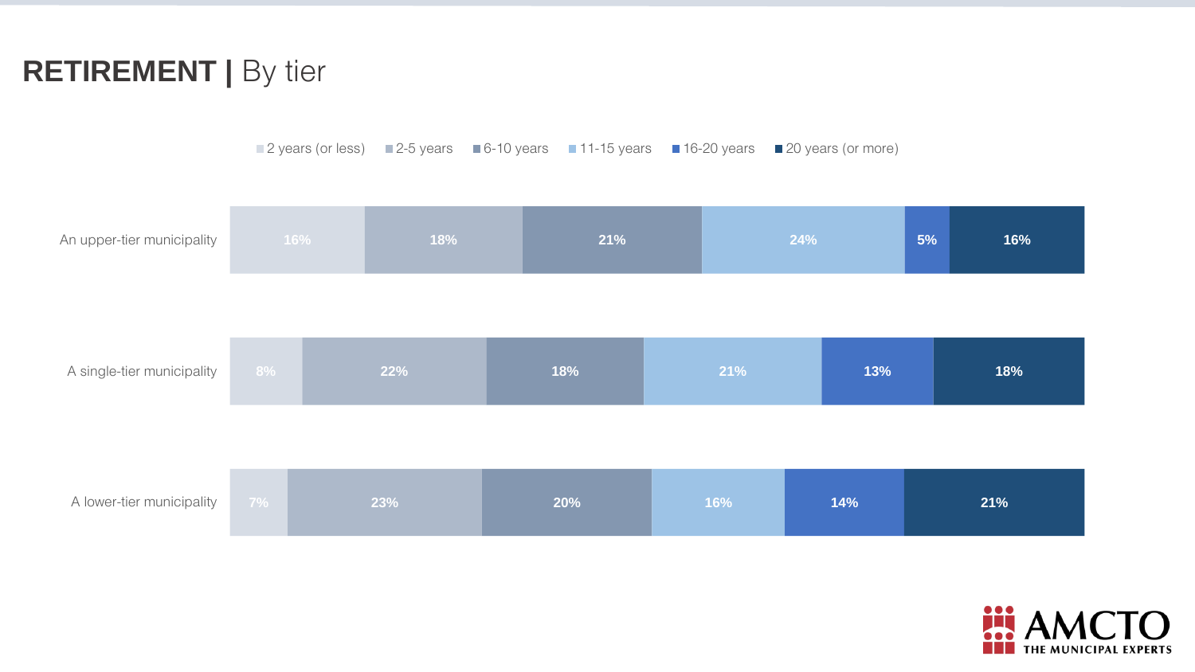# RETIREMENT | By tier

| | 2 years (or less) | 2-5 years | 6-10 years | 11-15 years | 16-20 years | 20 years (or more) |
|---|---|---|---|---|---|---|
| An upper-tier municipality | 16% | 18% | 21% | 24% | 5% | 16% |
| A single-tier municipality | 8% | 22% | 18% | 21% | 13% | 18% |
| A lower-tier municipality | 7% | 23% | 20% | 16% | 14% | 21% |

AMCTO THE MUNICIPAL EXPERTS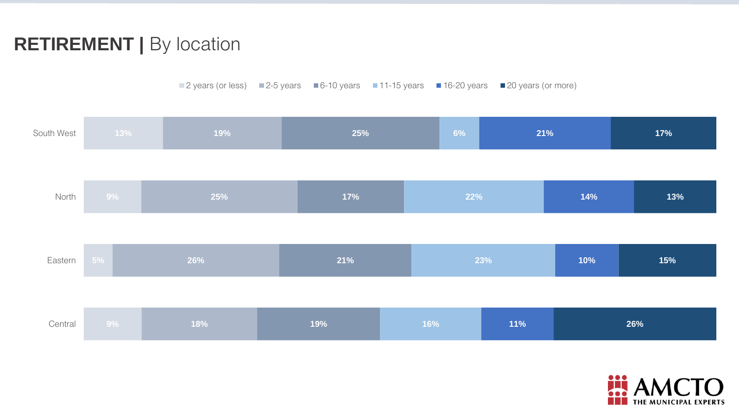# RETIREMENT | By location

| Location | 2 years (or less) | 2-5 years | 6-10 years | 11-15 years | 16-20 years | 20 years (or more) |
|---|---|---|---|---|---|---|
| South West | 13% | 19% | 25% | 6% | 21% | 17% |
| North | 9% | 25% | 17% | 22% | 14% | 13% |
| Eastern | 5% | 26% | 21% | 23% | 10% | 15% |
| Central | 9% | 18% | 19% | 16% | 11% | 26% |

AMCTO THE MUNICIPAL EXPERTS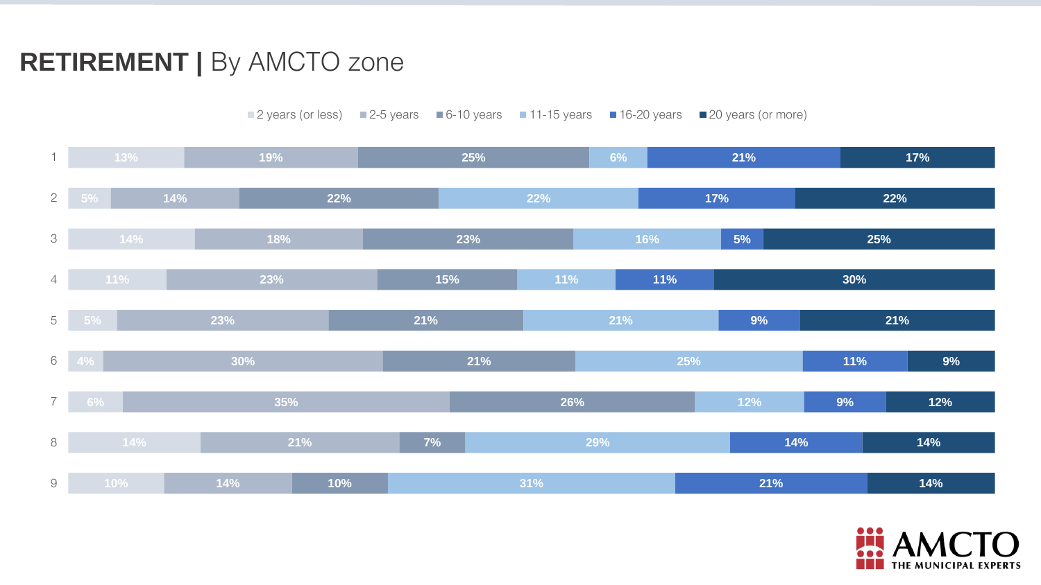# RETIREMENT | By AMCTO zone

| Zone | 2 years (or less) | 2-5 years | 6-10 years | 11-15 years | 16-20 years | 20 years (or more) |
|---|---|---|---|---|---|---|
| 1 | 13% | 19% | 25% | 6% | 21% | 17% |
| 2 | 5% | 14% | 22% | 22% | 17% | 22% |
| 3 | 14% | 18% | 23% | 16% | 5% | 25% |
| 4 | 11% | 23% | 15% | 11% | 11% | 30% |
| 5 | 5% | 23% | 21% | 21% | 9% | 21% |
| 6 | 4% | 30% | 21% | 25% | 11% | 9% |
| 7 | 6% | 35% | 26% | 12% | 9% | 12% |
| 8 | 14% | 21% | 7% | 29% | 14% | 14% |
| 9 | 10% | 14% | 10% | 31% | 21% | 14% |

AMCTO THE MUNICIPAL EXPERTS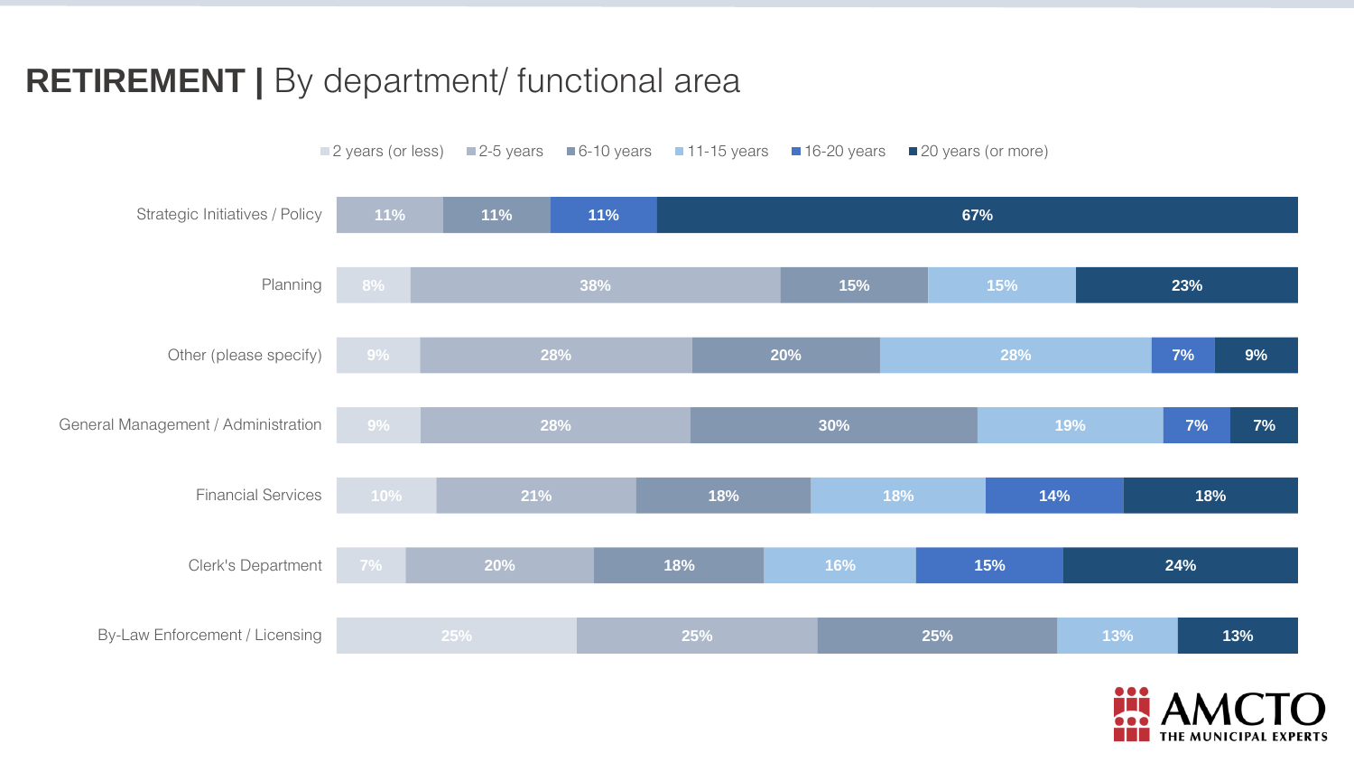# RETIREMENT | By department/ functional area

| Department / functional area | 2 years (or less) | 2-5 years | 6-10 years | 11-15 years | 16-20 years | 20 years (or more) |
|---|---|---|---|---|---|---|
| Strategic Initiatives / Policy | | 11% | 11% | | 11% | 67% |
| Planning | 8% | 38% | 15% | 15% | | 23% |
| Other (please specify) | 9% | 28% | 20% | 28% | 7% | 9% |
| General Management / Administration | 9% | 28% | 30% | 19% | 7% | 7% |
| Financial Services | 10% | 21% | 18% | 18% | 14% | 18% |
| Clerk's Department | 7% | 20% | 18% | 16% | 15% | 24% |
| By-Law Enforcement / Licensing | 25% | 25% | 25% | 13% | | 13% |

AMCTO THE MUNICIPAL EXPERTS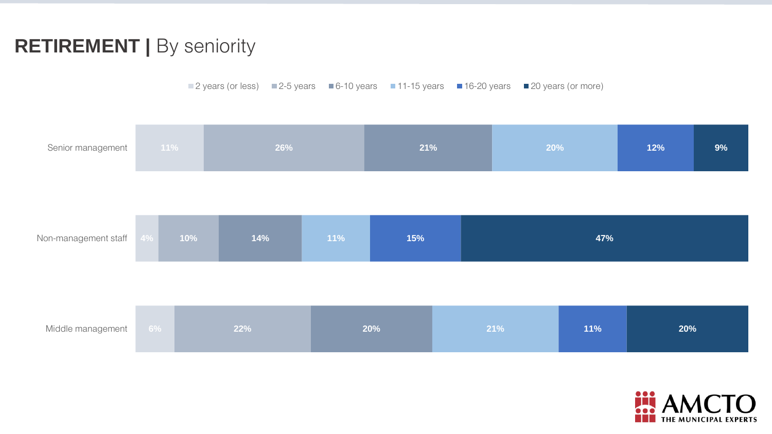# **RETIREMENT |** By seniority

2 years (or less)
2-5 years
6-10 years
11-15 years
16-20 years
20 years (or more)

Senior management
11%
26%
21%
20%
12%
9%

Non-management staff
4%
10%
14%
11%
15%
47%

Middle management
6%
22%
20%
21%
11%
20%

AMCTO
THE MUNICIPAL EXPERTS